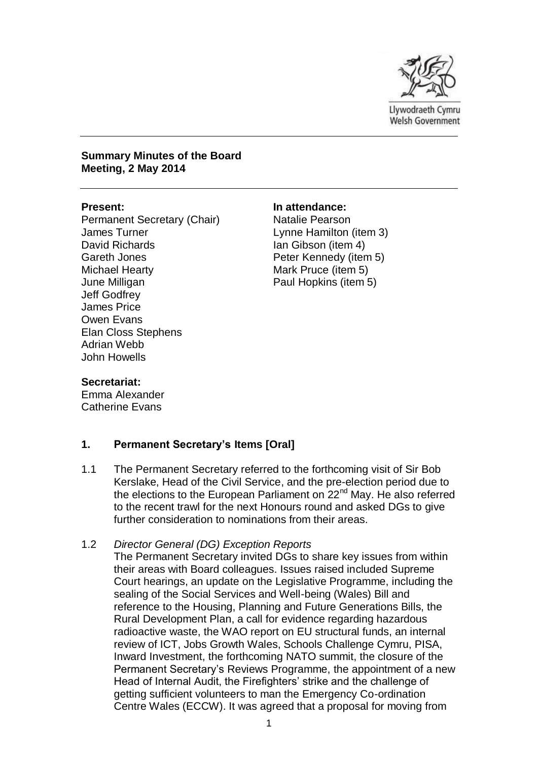Llywodraeth Cymru
Welsh Government

**Summary Minutes of the Board Meeting, 2 May 2014**

**Present:**

Permanent Secretary (Chair)
James Turner
David Richards
Gareth Jones
Michael Hearty
June Milligan
Jeff Godfrey
James Price
Owen Evans
Elan Closs Stephens
Adrian Webb
John Howells

**In attendance:**

Natalie Pearson
Lynne Hamilton (item 3)
Ian Gibson (item 4)
Peter Kennedy (item 5)
Mark Pruce (item 5)
Paul Hopkins (item 5)

**Secretariat:**

Emma Alexander
Catherine Evans

## 1. Permanent Secretary's Items [Oral]

1.1 The Permanent Secretary referred to the forthcoming visit of Sir Bob Kerslake, Head of the Civil Service, and the pre-election period due to the elections to the European Parliament on 22nd May. He also referred to the recent trawl for the next Honours round and asked DGs to give further consideration to nominations from their areas.

1.2 *Director General (DG) Exception Reports*

The Permanent Secretary invited DGs to share key issues from within their areas with Board colleagues. Issues raised included Supreme Court hearings, an update on the Legislative Programme, including the sealing of the Social Services and Well-being (Wales) Bill and reference to the Housing, Planning and Future Generations Bills, the Rural Development Plan, a call for evidence regarding hazardous radioactive waste, the WAO report on EU structural funds, an internal review of ICT, Jobs Growth Wales, Schools Challenge Cymru, PISA, Inward Investment, the forthcoming NATO summit, the closure of the Permanent Secretary's Reviews Programme, the appointment of a new Head of Internal Audit, the Firefighters' strike and the challenge of getting sufficient volunteers to man the Emergency Co-ordination Centre Wales (ECCW). It was agreed that a proposal for moving from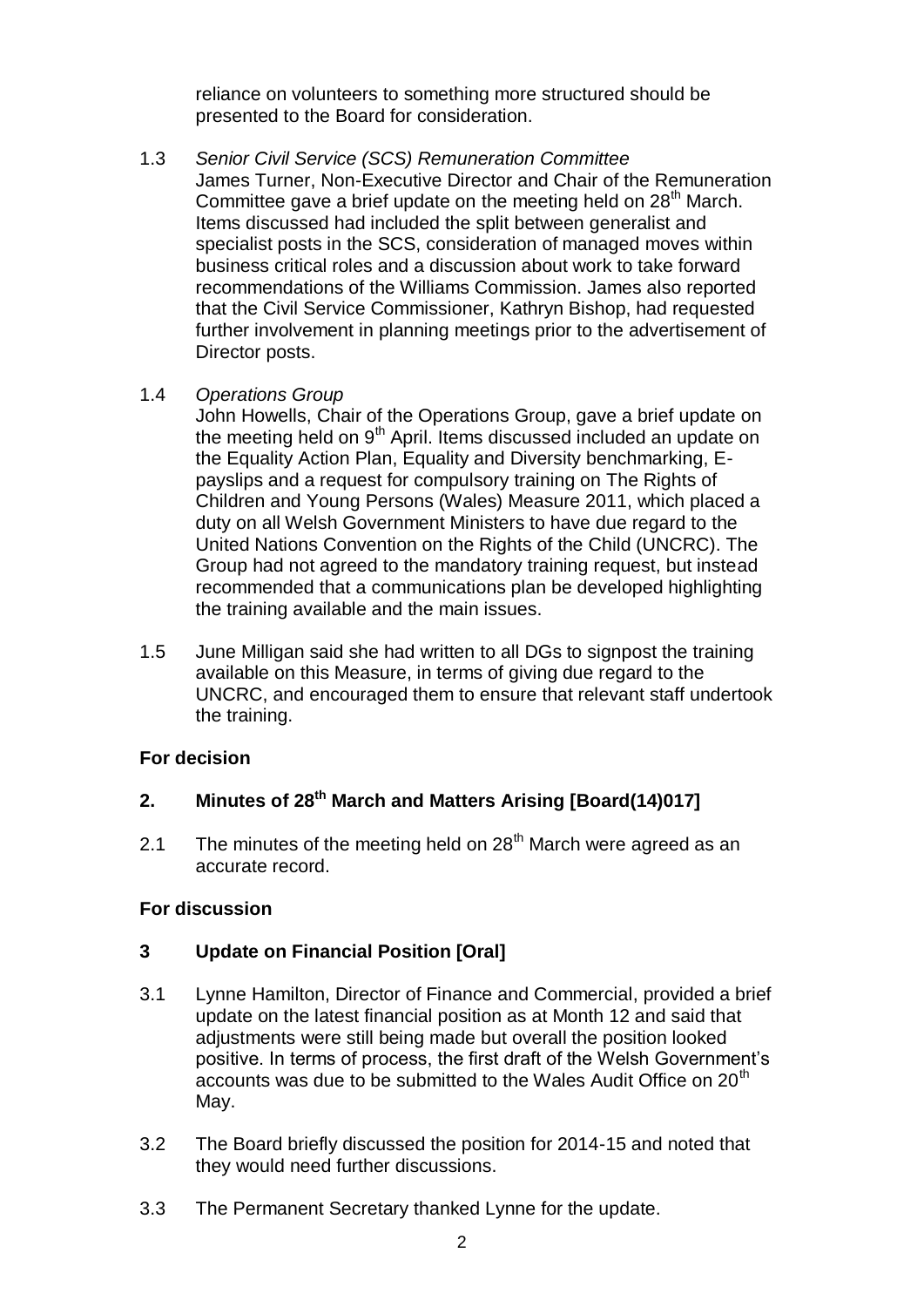reliance on volunteers to something more structured should be presented to the Board for consideration.

1.3 *Senior Civil Service (SCS) Remuneration Committee*
James Turner, Non-Executive Director and Chair of the Remuneration Committee gave a brief update on the meeting held on 28th March. Items discussed had included the split between generalist and specialist posts in the SCS, consideration of managed moves within business critical roles and a discussion about work to take forward recommendations of the Williams Commission. James also reported that the Civil Service Commissioner, Kathryn Bishop, had requested further involvement in planning meetings prior to the advertisement of Director posts.

1.4 *Operations Group*
John Howells, Chair of the Operations Group, gave a brief update on the meeting held on 9th April. Items discussed included an update on the Equality Action Plan, Equality and Diversity benchmarking, E-payslips and a request for compulsory training on The Rights of Children and Young Persons (Wales) Measure 2011, which placed a duty on all Welsh Government Ministers to have due regard to the United Nations Convention on the Rights of the Child (UNCRC). The Group had not agreed to the mandatory training request, but instead recommended that a communications plan be developed highlighting the training available and the main issues.

1.5 June Milligan said she had written to all DGs to signpost the training available on this Measure, in terms of giving due regard to the UNCRC, and encouraged them to ensure that relevant staff undertook the training.

**For decision**

## 2. Minutes of 28th March and Matters Arising [Board(14)017]

2.1 The minutes of the meeting held on 28th March were agreed as an accurate record.

**For discussion**

## 3 Update on Financial Position [Oral]

3.1 Lynne Hamilton, Director of Finance and Commercial, provided a brief update on the latest financial position as at Month 12 and said that adjustments were still being made but overall the position looked positive. In terms of process, the first draft of the Welsh Government's accounts was due to be submitted to the Wales Audit Office on 20th May.

3.2 The Board briefly discussed the position for 2014-15 and noted that they would need further discussions.

3.3 The Permanent Secretary thanked Lynne for the update.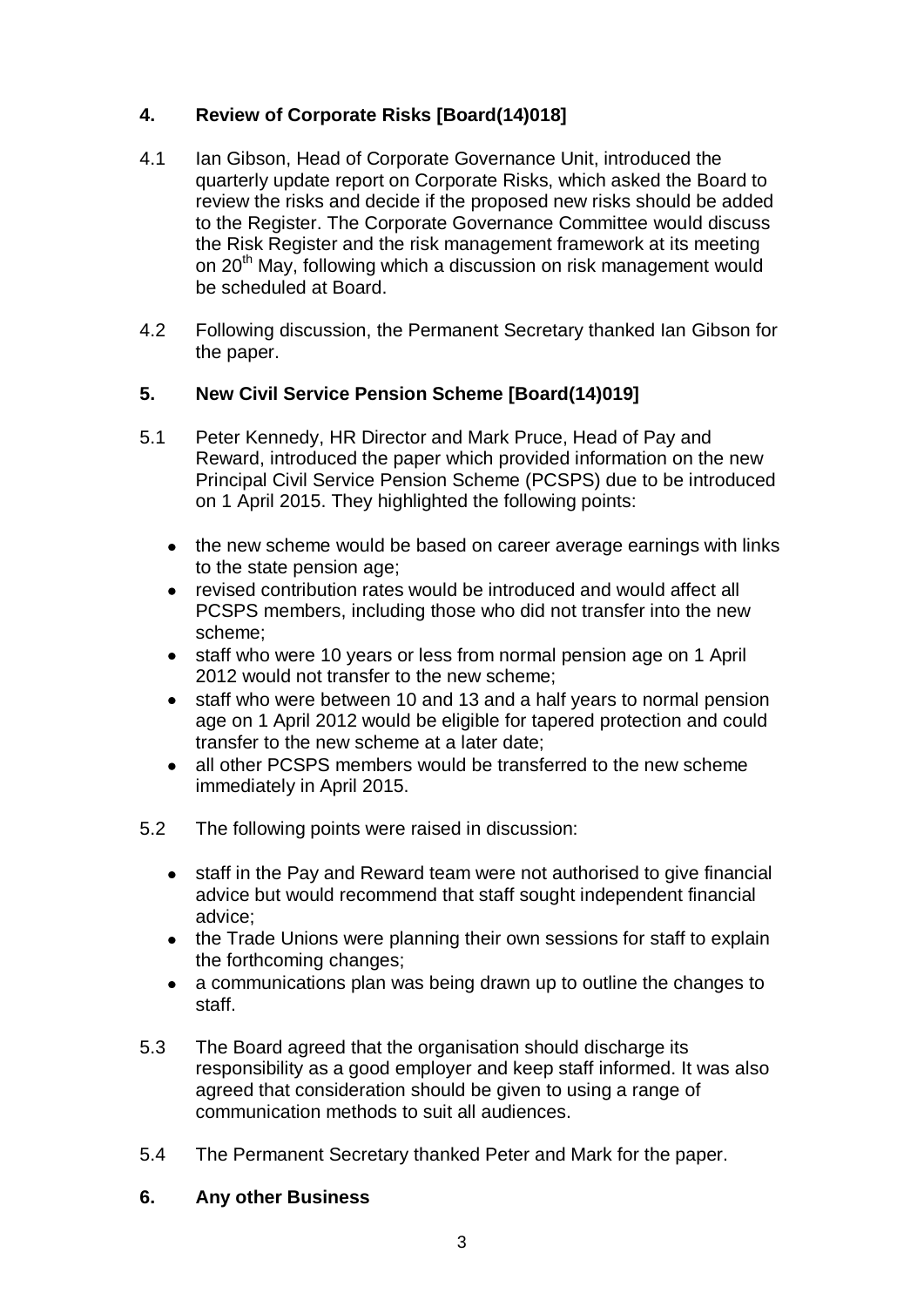## 4. Review of Corporate Risks [Board(14)018]

4.1 Ian Gibson, Head of Corporate Governance Unit, introduced the quarterly update report on Corporate Risks, which asked the Board to review the risks and decide if the proposed new risks should be added to the Register. The Corporate Governance Committee would discuss the Risk Register and the risk management framework at its meeting on 20th May, following which a discussion on risk management would be scheduled at Board.

4.2 Following discussion, the Permanent Secretary thanked Ian Gibson for the paper.

## 5. New Civil Service Pension Scheme [Board(14)019]

5.1 Peter Kennedy, HR Director and Mark Pruce, Head of Pay and Reward, introduced the paper which provided information on the new Principal Civil Service Pension Scheme (PCSPS) due to be introduced on 1 April 2015. They highlighted the following points:

- the new scheme would be based on career average earnings with links to the state pension age;
- revised contribution rates would be introduced and would affect all PCSPS members, including those who did not transfer into the new scheme;
- staff who were 10 years or less from normal pension age on 1 April 2012 would not transfer to the new scheme;
- staff who were between 10 and 13 and a half years to normal pension age on 1 April 2012 would be eligible for tapered protection and could transfer to the new scheme at a later date;
- all other PCSPS members would be transferred to the new scheme immediately in April 2015.

5.2 The following points were raised in discussion:

- staff in the Pay and Reward team were not authorised to give financial advice but would recommend that staff sought independent financial advice;
- the Trade Unions were planning their own sessions for staff to explain the forthcoming changes;
- a communications plan was being drawn up to outline the changes to staff.

5.3 The Board agreed that the organisation should discharge its responsibility as a good employer and keep staff informed. It was also agreed that consideration should be given to using a range of communication methods to suit all audiences.

5.4 The Permanent Secretary thanked Peter and Mark for the paper.

## 6. Any other Business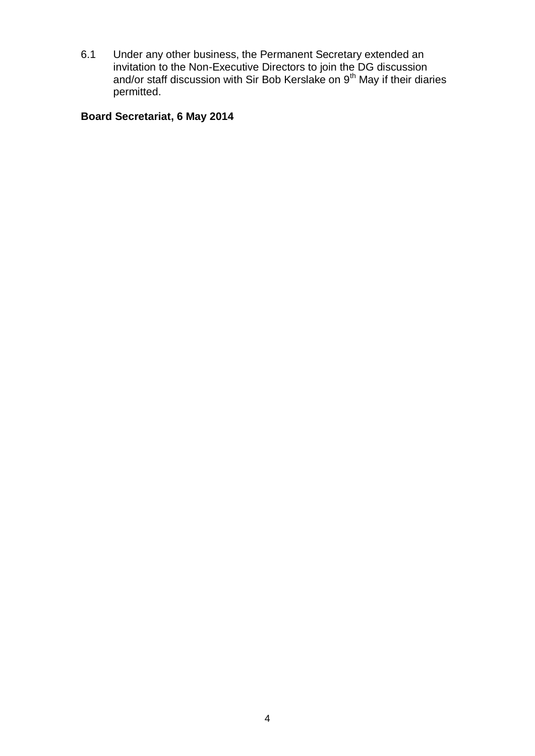6.1 Under any other business, the Permanent Secretary extended an invitation to the Non-Executive Directors to join the DG discussion and/or staff discussion with Sir Bob Kerslake on 9th May if their diaries permitted.

**Board Secretariat, 6 May 2014**